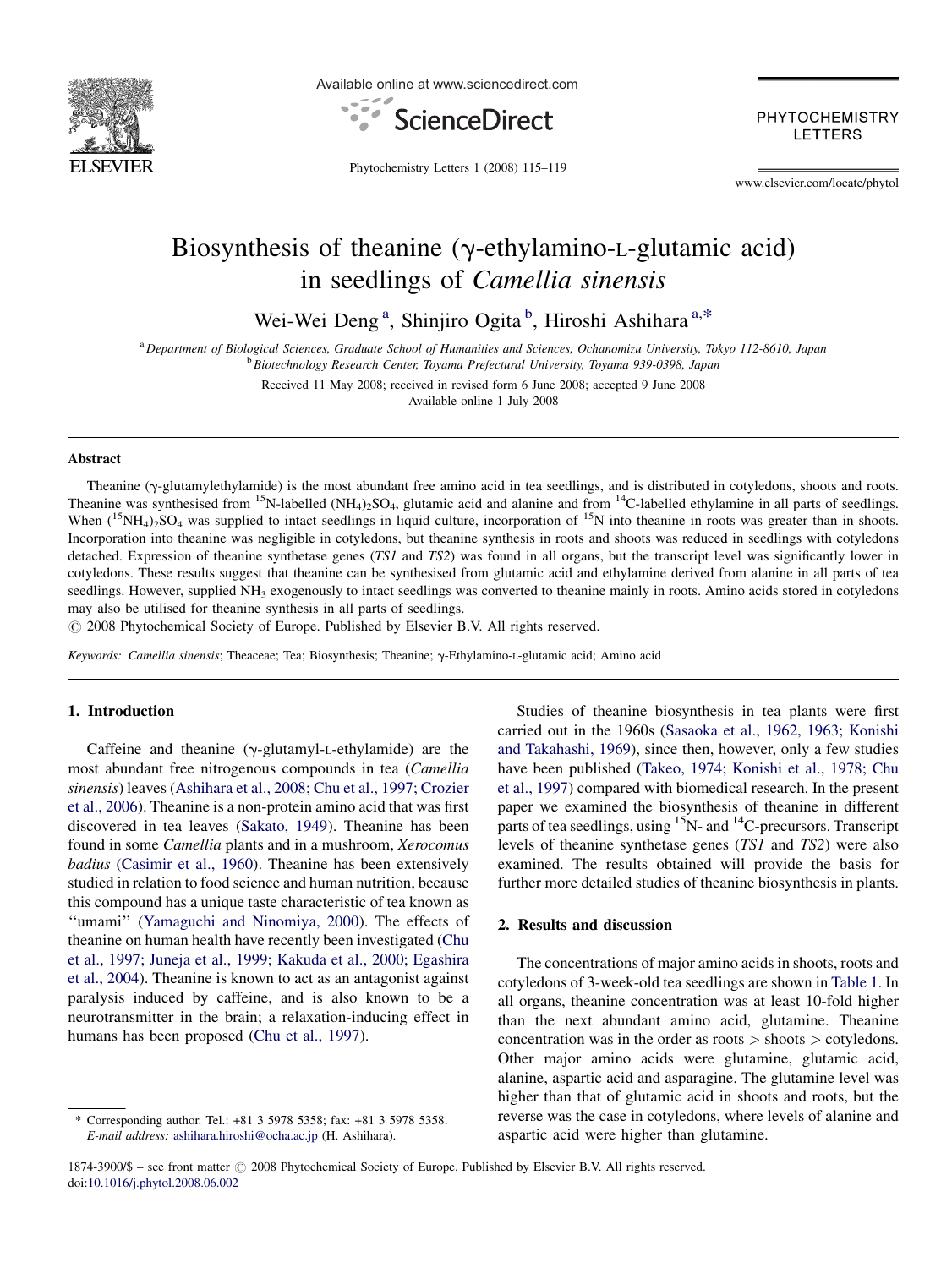# Biosynthesis of theanine (γ-ethylamino-L-glutamic acid) in seedlings of *Camellia sinensis*

Wei-Wei Deng [a], Shinjiro Ogita [b], Hiroshi Ashihara [a,*]

[a] Department of Biological Sciences, Graduate School of Humanities and Sciences, Ochanomizu University, Tokyo 112-8610, Japan
[b] Biotechnology Research Center, Toyama Prefectural University, Toyama 939-0398, Japan

Received 11 May 2008; received in revised form 6 June 2008; accepted 9 June 2008
Available online 1 July 2008

## Abstract

Theanine (γ-glutamylethylamide) is the most abundant free amino acid in tea seedlings, and is distributed in cotyledons, shoots and roots. Theanine was synthesised from $^{15}$N-labelled $(NH_4)_2SO_4$, glutamic acid and alanine and from $^{14}$C-labelled ethylamine in all parts of seedlings. When $(^{15}NH_4)_2SO_4$ was supplied to intact seedlings in liquid culture, incorporation of $^{15}$N into theanine in roots was greater than in shoots. Incorporation into theanine was negligible in cotyledons, but theanine synthesis in roots and shoots was reduced in seedlings with cotyledons detached. Expression of theanine synthetase genes (*TS1* and *TS2*) was found in all organs, but the transcript level was significantly lower in cotyledons. These results suggest that theanine can be synthesised from glutamic acid and ethylamine derived from alanine in all parts of tea seedlings. However, supplied $NH_3$ exogenously to intact seedlings was converted to theanine mainly in roots. Amino acids stored in cotyledons may also be utilised for theanine synthesis in all parts of seedlings.

© 2008 Phytochemical Society of Europe. Published by Elsevier B.V. All rights reserved.

*Keywords:* *Camellia sinensis*; Theaceae; Tea; Biosynthesis; Theanine; γ-Ethylamino-L-glutamic acid; Amino acid

## 1. Introduction

Caffeine and theanine (γ-glutamyl-L-ethylamide) are the most abundant free nitrogenous compounds in tea (*Camellia sinensis*) leaves (Ashihara et al., 2008; Chu et al., 1997; Crozier et al., 2006). Theanine is a non-protein amino acid that was first discovered in tea leaves (Sakato, 1949). Theanine has been found in some *Camellia* plants and in a mushroom, *Xerocomus badius* (Casimir et al., 1960). Theanine has been extensively studied in relation to food science and human nutrition, because this compound has a unique taste characteristic of tea known as "umami" (Yamaguchi and Ninomiya, 2000). The effects of theanine on human health have recently been investigated (Chu et al., 1997; Juneja et al., 1999; Kakuda et al., 2000; Egashira et al., 2004). Theanine is known to act as an antagonist against paralysis induced by caffeine, and is also known to be a neurotransmitter in the brain; a relaxation-inducing effect in humans has been proposed (Chu et al., 1997).

Studies of theanine biosynthesis in tea plants were first carried out in the 1960s (Sasaoka et al., 1962, 1963; Konishi and Takahashi, 1969), since then, however, only a few studies have been published (Takeo, 1974; Konishi et al., 1978; Chu et al., 1997) compared with biomedical research. In the present paper we examined the biosynthesis of theanine in different parts of tea seedlings, using $^{15}$N- and $^{14}$C-precursors. Transcript levels of theanine synthetase genes (*TS1* and *TS2*) were also examined. The results obtained will provide the basis for further more detailed studies of theanine biosynthesis in plants.

## 2. Results and discussion

The concentrations of major amino acids in shoots, roots and cotyledons of 3-week-old tea seedlings are shown in Table 1. In all organs, theanine concentration was at least 10-fold higher than the next abundant amino acid, glutamine. Theanine concentration was in the order as roots > shoots > cotyledons. Other major amino acids were glutamine, glutamic acid, alanine, aspartic acid and asparagine. The glutamine level was higher than that of glutamic acid in shoots and roots, but the reverse was the case in cotyledons, where levels of alanine and aspartic acid were higher than glutamine.

* Corresponding author. Tel.: +81 3 5978 5358; fax: +81 3 5978 5358.
E-mail address: ashihara.hiroshi@ocha.ac.jp (H. Ashihara).

1874-3900/$ – see front matter © 2008 Phytochemical Society of Europe. Published by Elsevier B.V. All rights reserved.
doi:10.1016/j.phytol.2008.06.002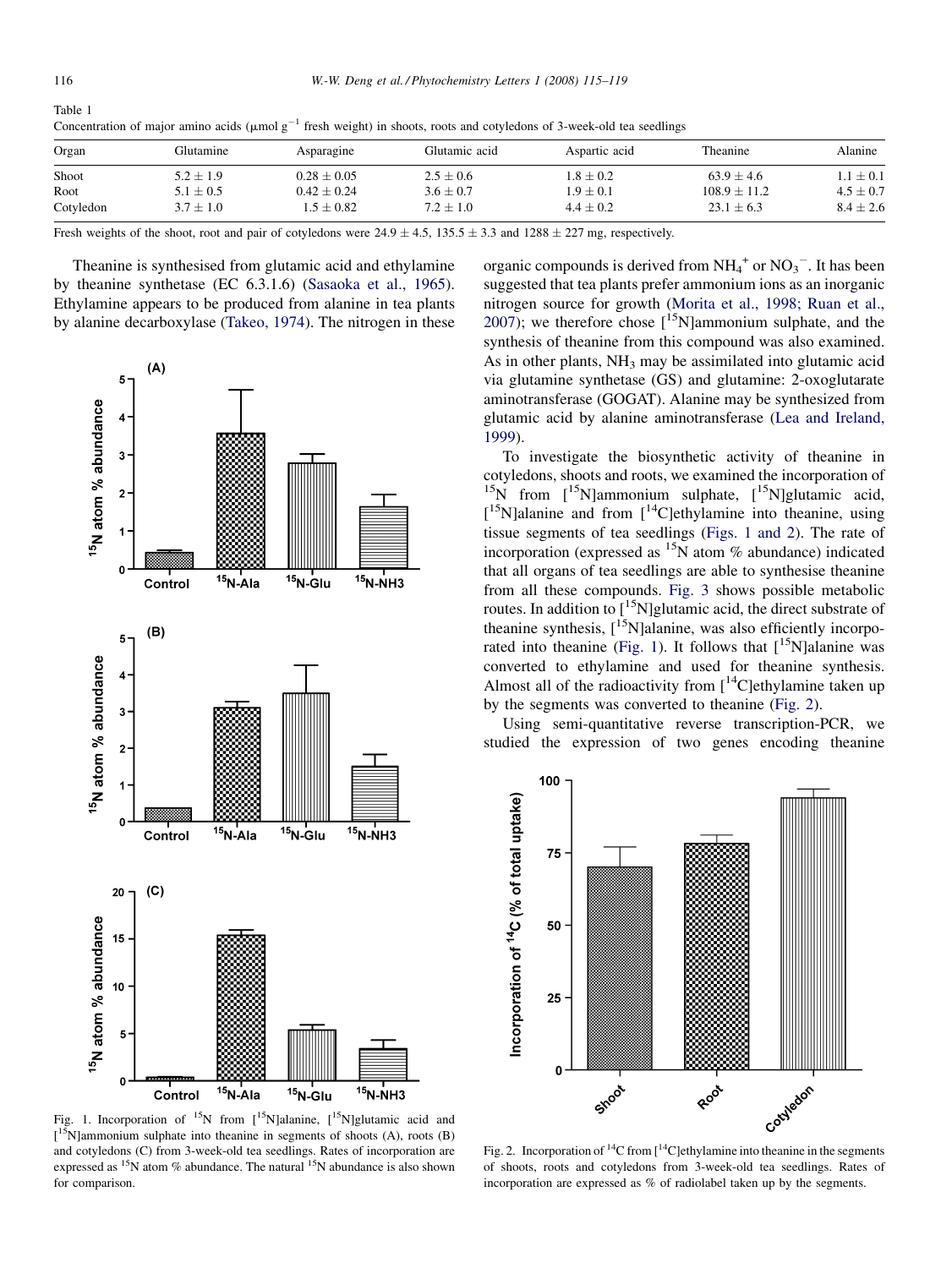Table 1
Concentration of major amino acids (μmol $g^{-1}$ fresh weight) in shoots, roots and cotyledons of 3-week-old tea seedlings

| Organ | Glutamine | Asparagine | Glutamic acid | Aspartic acid | Theanine | Alanine |
|---|---|---|---|---|---|---|
| Shoot | 5.2 ± 1.9 | 0.28 ± 0.05 | 2.5 ± 0.6 | 1.8 ± 0.2 | 63.9 ± 4.6 | 1.1 ± 0.1 |
| Root | 5.1 ± 0.5 | 0.42 ± 0.24 | 3.6 ± 0.7 | 1.9 ± 0.1 | 108.9 ± 11.2 | 4.5 ± 0.7 |
| Cotyledon | 3.7 ± 1.0 | 1.5 ± 0.82 | 7.2 ± 1.0 | 4.4 ± 0.2 | 23.1 ± 6.3 | 8.4 ± 2.6 |

Fresh weights of the shoot, root and pair of cotyledons were 24.9 ± 4.5, 135.5 ± 3.3 and 1288 ± 227 mg, respectively.

Theanine is synthesised from glutamic acid and ethylamine by theanine synthetase (EC 6.3.1.6) (Sasaoka et al., 1965). Ethylamine appears to be produced from alanine in tea plants by alanine decarboxylase (Takeo, 1974). The nitrogen in these organic compounds is derived from $NH_4^+$ or $NO_3^-$. It has been suggested that tea plants prefer ammonium ions as an inorganic nitrogen source for growth (Morita et al., 1998; Ruan et al., 2007); we therefore chose [$^{15}$N]ammonium sulphate, and the synthesis of theanine from this compound was also examined. As in other plants, $NH_3$ may be assimilated into glutamic acid via glutamine synthetase (GS) and glutamine: 2-oxoglutarate aminotransferase (GOGAT). Alanine may be synthesized from glutamic acid by alanine aminotransferase (Lea and Ireland, 1999).

To investigate the biosynthetic activity of theanine in cotyledons, shoots and roots, we examined the incorporation of $^{15}$N from [$^{15}$N]ammonium sulphate, [$^{15}$N]glutamic acid, [$^{15}$N]alanine and from [$^{14}$C]ethylamine into theanine, using tissue segments of tea seedlings (Figs. 1 and 2). The rate of incorporation (expressed as $^{15}$N atom % abundance) indicated that all organs of tea seedlings are able to synthesise theanine from all these compounds. Fig. 3 shows possible metabolic routes. In addition to [$^{15}$N]glutamic acid, the direct substrate of theanine synthesis, [$^{15}$N]alanine, was also efficiently incorporated into theanine (Fig. 1). It follows that [$^{15}$N]alanine was converted to ethylamine and used for theanine synthesis. Almost all of the radioactivity from [$^{14}$C]ethylamine taken up by the segments was converted to theanine (Fig. 2).

Using semi-quantitative reverse transcription-PCR, we studied the expression of two genes encoding theanine

Fig. 1. Incorporation of $^{15}$N from [$^{15}$N]alanine, [$^{15}$N]glutamic acid and [$^{15}$N]ammonium sulphate into theanine in segments of shoots (A), roots (B) and cotyledons (C) from 3-week-old tea seedlings. Rates of incorporation are expressed as $^{15}$N atom % abundance. The natural $^{15}$N abundance is also shown for comparison.

Fig. 2. Incorporation of $^{14}$C from [$^{14}$C]ethylamine into theanine in the segments of shoots, roots and cotyledons from 3-week-old tea seedlings. Rates of incorporation are expressed as % of radiolabel taken up by the segments.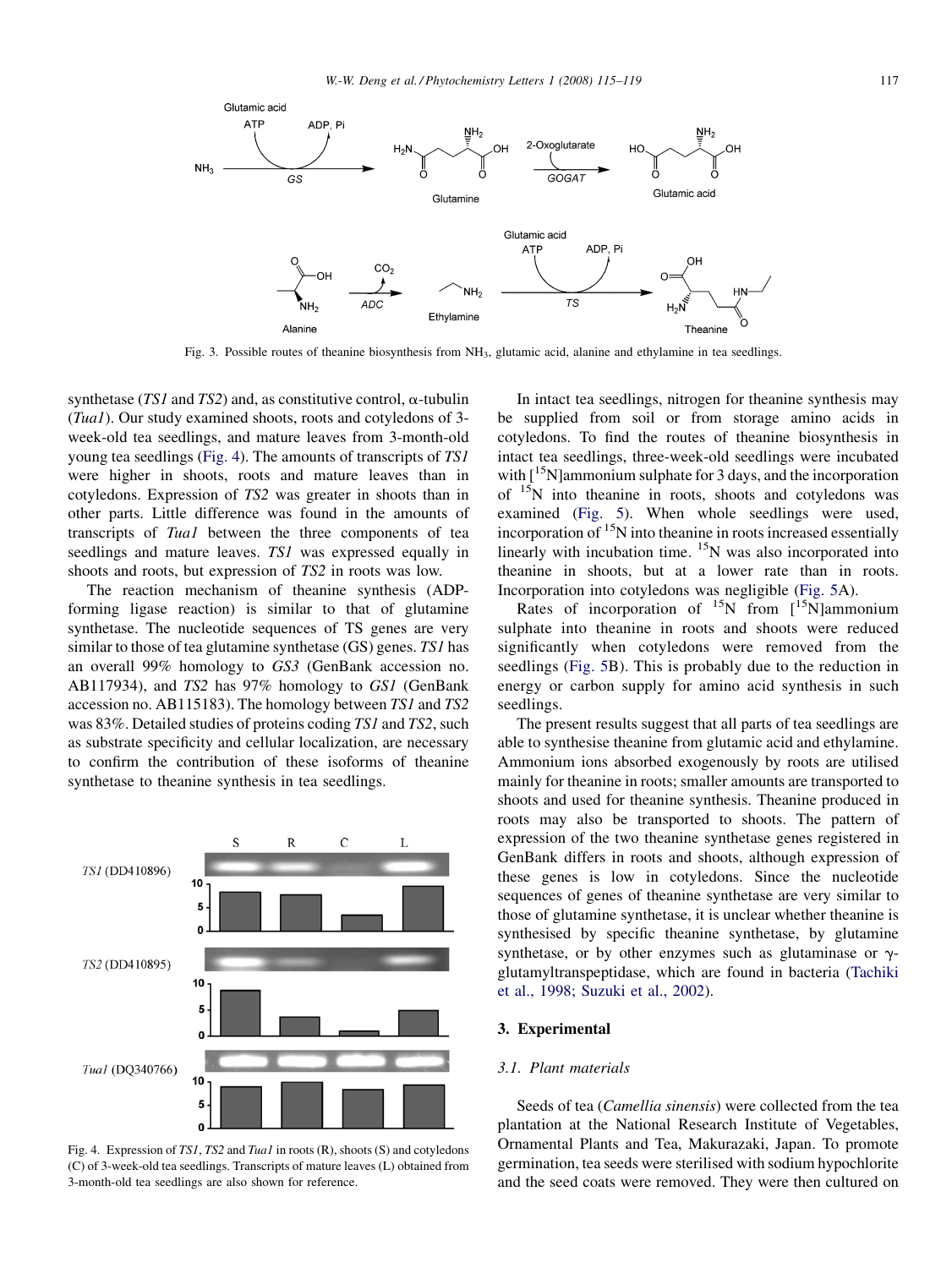Fig. 3. Possible routes of theanine biosynthesis from $NH_3$, glutamic acid, alanine and ethylamine in tea seedlings.

synthetase (*TS1* and *TS2*) and, as constitutive control, α-tubulin (*Tua1*). Our study examined shoots, roots and cotyledons of 3-week-old tea seedlings, and mature leaves from 3-month-old young tea seedlings (Fig. 4). The amounts of transcripts of *TS1* were higher in shoots, roots and mature leaves than in cotyledons. Expression of *TS2* was greater in shoots than in other parts. Little difference was found in the amounts of transcripts of *Tua1* between the three components of tea seedlings and mature leaves. *TS1* was expressed equally in shoots and roots, but expression of *TS2* in roots was low.

The reaction mechanism of theanine synthesis (ADP-forming ligase reaction) is similar to that of glutamine synthetase. The nucleotide sequences of TS genes are very similar to those of tea glutamine synthetase (GS) genes. *TS1* has an overall 99% homology to *GS3* (GenBank accession no. AB117934), and *TS2* has 97% homology to *GS1* (GenBank accession no. AB115183). The homology between *TS1* and *TS2* was 83%. Detailed studies of proteins coding *TS1* and *TS2*, such as substrate specificity and cellular localization, are necessary to confirm the contribution of these isoforms of theanine synthetase to theanine synthesis in tea seedlings.

Fig. 4. Expression of *TS1*, *TS2* and *Tua1* in roots (R), shoots (S) and cotyledons (C) of 3-week-old tea seedlings. Transcripts of mature leaves (L) obtained from 3-month-old tea seedlings are also shown for reference.

In intact tea seedlings, nitrogen for theanine synthesis may be supplied from soil or from storage amino acids in cotyledons. To find the routes of theanine biosynthesis in intact tea seedlings, three-week-old seedlings were incubated with [$^{15}$N]ammonium sulphate for 3 days, and the incorporation of $^{15}$N into theanine in roots, shoots and cotyledons was examined (Fig. 5). When whole seedlings were used, incorporation of $^{15}$N into theanine in roots increased essentially linearly with incubation time. $^{15}$N was also incorporated into theanine in shoots, but at a lower rate than in roots. Incorporation into cotyledons was negligible (Fig. 5A).

Rates of incorporation of $^{15}$N from [$^{15}$N]ammonium sulphate into theanine in roots and shoots were reduced significantly when cotyledons were removed from the seedlings (Fig. 5B). This is probably due to the reduction in energy or carbon supply for amino acid synthesis in such seedlings.

The present results suggest that all parts of tea seedlings are able to synthesise theanine from glutamic acid and ethylamine. Ammonium ions absorbed exogenously by roots are utilised mainly for theanine in roots; smaller amounts are transported to shoots and used for theanine synthesis. Theanine produced in roots may also be transported to shoots. The pattern of expression of the two theanine synthetase genes registered in GenBank differs in roots and shoots, although expression of these genes is low in cotyledons. Since the nucleotide sequences of genes of theanine synthetase are very similar to those of glutamine synthetase, it is unclear whether theanine is synthesised by specific theanine synthetase, by glutamine synthetase, or by other enzymes such as glutaminase or γ-glutamyltranspeptidase, which are found in bacteria (Tachiki et al., 1998; Suzuki et al., 2002).

## 3. Experimental

### 3.1. Plant materials

Seeds of tea (*Camellia sinensis*) were collected from the tea plantation at the National Research Institute of Vegetables, Ornamental Plants and Tea, Makurazaki, Japan. To promote germination, tea seeds were sterilised with sodium hypochlorite and the seed coats were removed. They were then cultured on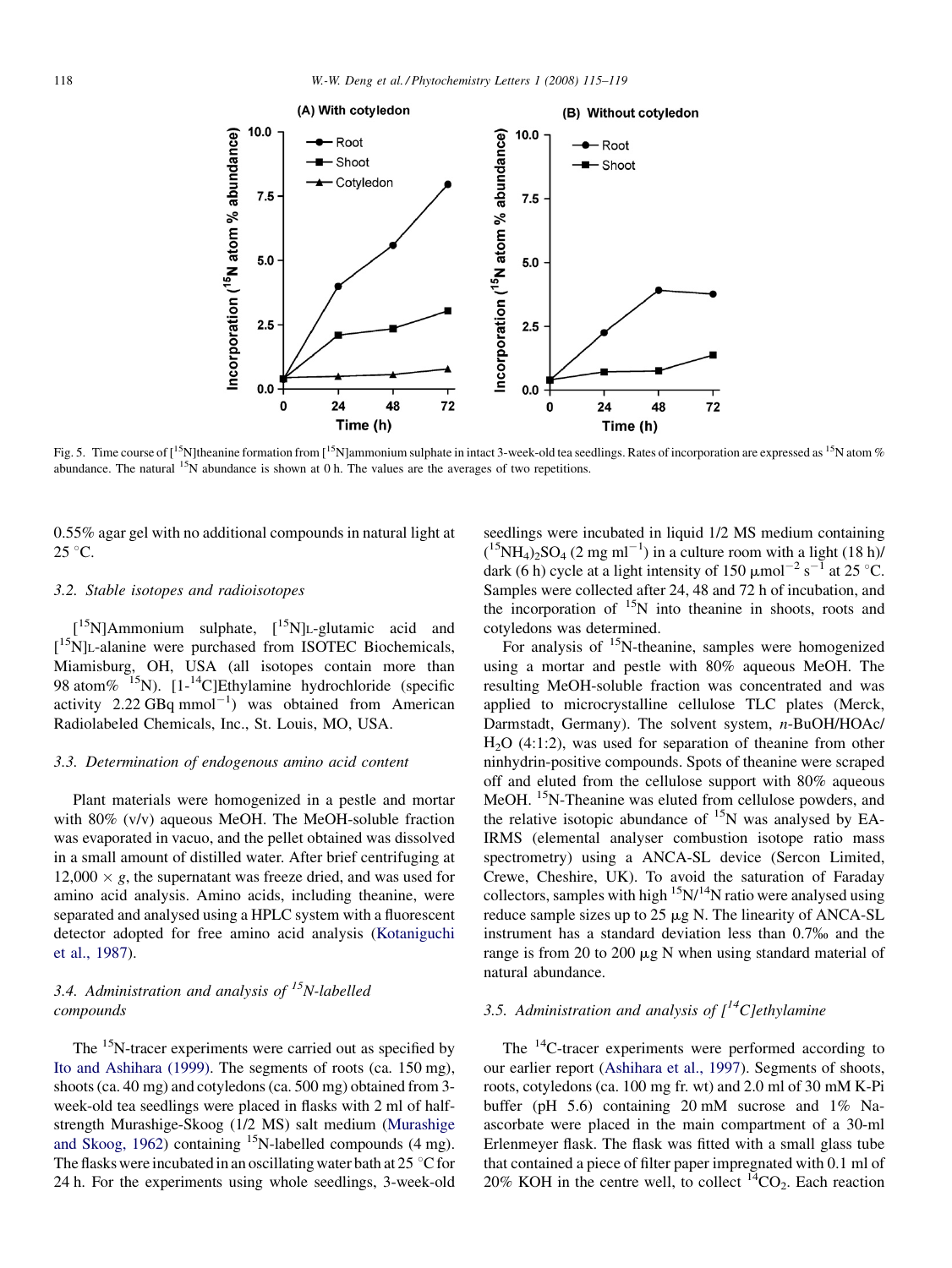Fig. 5. Time course of [$^{15}$N]theanine formation from [$^{15}$N]ammonium sulphate in intact 3-week-old tea seedlings. Rates of incorporation are expressed as $^{15}$N atom % abundance. The natural $^{15}$N abundance is shown at 0 h. The values are the averages of two repetitions.

0.55% agar gel with no additional compounds in natural light at 25 °C.

### 3.2. Stable isotopes and radioisotopes

[$^{15}$N]Ammonium sulphate, [$^{15}$N]L-glutamic acid and [$^{15}$N]L-alanine were purchased from ISOTEC Biochemicals, Miamisburg, OH, USA (all isotopes contain more than 98 atom% $^{15}$N). [1-$^{14}$C]Ethylamine hydrochloride (specific activity 2.22 GBq mmol$^{-1}$) was obtained from American Radiolabeled Chemicals, Inc., St. Louis, MO, USA.

### 3.3. Determination of endogenous amino acid content

Plant materials were homogenized in a pestle and mortar with 80% (v/v) aqueous MeOH. The MeOH-soluble fraction was evaporated in vacuo, and the pellet obtained was dissolved in a small amount of distilled water. After brief centrifuging at $12{,}000 \times g$, the supernatant was freeze dried, and was used for amino acid analysis. Amino acids, including theanine, were separated and analysed using a HPLC system with a fluorescent detector adopted for free amino acid analysis (Kotaniguchi et al., 1987).

### 3.4. Administration and analysis of $^{15}$N-labelled compounds

The $^{15}$N-tracer experiments were carried out as specified by Ito and Ashihara (1999). The segments of roots (ca. 150 mg), shoots (ca. 40 mg) and cotyledons (ca. 500 mg) obtained from 3-week-old tea seedlings were placed in flasks with 2 ml of half-strength Murashige-Skoog (1/2 MS) salt medium (Murashige and Skoog, 1962) containing $^{15}$N-labelled compounds (4 mg). The flasks were incubated in an oscillating water bath at 25 °C for 24 h. For the experiments using whole seedlings, 3-week-old seedlings were incubated in liquid 1/2 MS medium containing ($^{15}NH_4$)$_2$$SO_4$ (2 mg ml$^{-1}$) in a culture room with a light (18 h)/dark (6 h) cycle at a light intensity of 150 μmol$^{-2}$ s$^{-1}$ at 25 °C. Samples were collected after 24, 48 and 72 h of incubation, and the incorporation of $^{15}$N into theanine in shoots, roots and cotyledons was determined.

For analysis of $^{15}$N-theanine, samples were homogenized using a mortar and pestle with 80% aqueous MeOH. The resulting MeOH-soluble fraction was concentrated and was applied to microcrystalline cellulose TLC plates (Merck, Darmstadt, Germany). The solvent system, *n*-BuOH/HOAc/$H_2O$ (4:1:2), was used for separation of theanine from other ninhydrin-positive compounds. Spots of theanine were scraped off and eluted from the cellulose support with 80% aqueous MeOH. $^{15}$N-Theanine was eluted from cellulose powders, and the relative isotopic abundance of $^{15}$N was analysed by EA-IRMS (elemental analyser combustion isotope ratio mass spectrometry) using a ANCA-SL device (Sercon Limited, Crewe, Cheshire, UK). To avoid the saturation of Faraday collectors, samples with high $^{15}$N/$^{14}$N ratio were analysed using reduce sample sizes up to 25 μg N. The linearity of ANCA-SL instrument has a standard deviation less than 0.7‰ and the range is from 20 to 200 μg N when using standard material of natural abundance.

### 3.5. Administration and analysis of [$^{14}$C]ethylamine

The $^{14}$C-tracer experiments were performed according to our earlier report (Ashihara et al., 1997). Segments of shoots, roots, cotyledons (ca. 100 mg fr. wt) and 2.0 ml of 30 mM K-Pi buffer (pH 5.6) containing 20 mM sucrose and 1% Na-ascorbate were placed in the main compartment of a 30-ml Erlenmeyer flask. The flask was fitted with a small glass tube that contained a piece of filter paper impregnated with 0.1 ml of 20% KOH in the centre well, to collect $^{14}CO_2$. Each reaction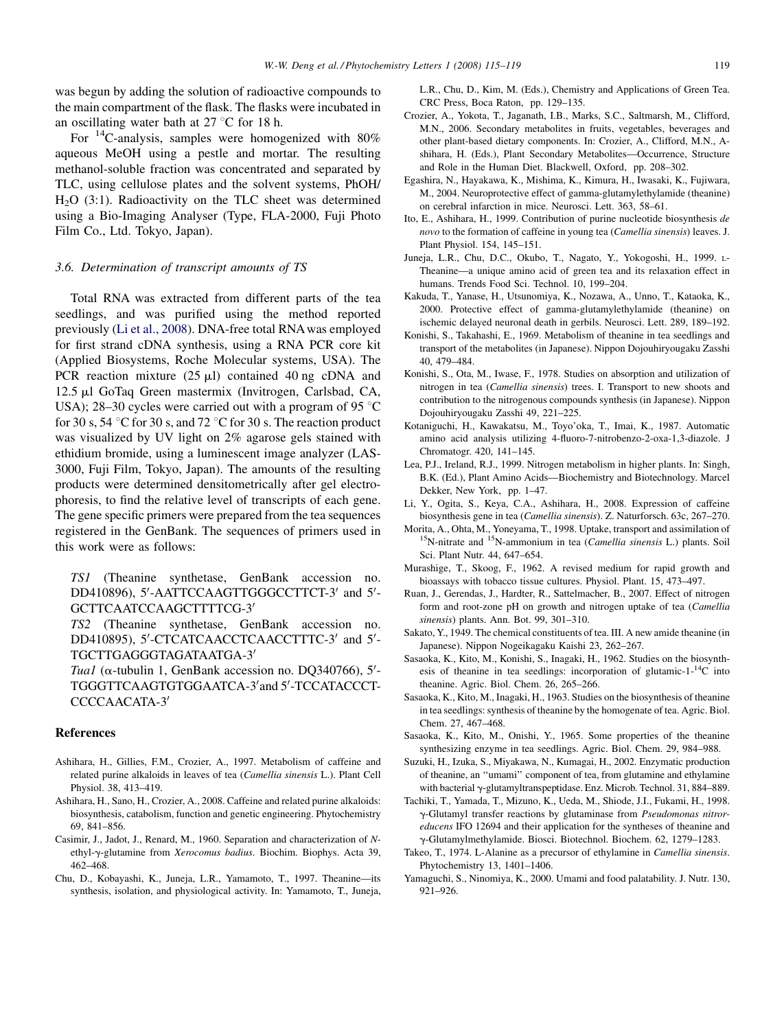was begun by adding the solution of radioactive compounds to the main compartment of the flask. The flasks were incubated in an oscillating water bath at 27 °C for 18 h.

For $^{14}C$-analysis, samples were homogenized with 80% aqueous MeOH using a pestle and mortar. The resulting methanol-soluble fraction was concentrated and separated by TLC, using cellulose plates and the solvent systems, PhOH/$H_2O$ (3:1). Radioactivity on the TLC sheet was determined using a Bio-Imaging Analyser (Type, FLA-2000, Fuji Photo Film Co., Ltd. Tokyo, Japan).

### 3.6. Determination of transcript amounts of TS

Total RNA was extracted from different parts of the tea seedlings, and was purified using the method reported previously (Li et al., 2008). DNA-free total RNA was employed for first strand cDNA synthesis, using a RNA PCR core kit (Applied Biosystems, Roche Molecular systems, USA). The PCR reaction mixture (25 μl) contained 40 ng cDNA and 12.5 μl GoTaq Green mastermix (Invitrogen, Carlsbad, CA, USA); 28–30 cycles were carried out with a program of 95 °C for 30 s, 54 °C for 30 s, and 72 °C for 30 s. The reaction product was visualized by UV light on 2% agarose gels stained with ethidium bromide, using a luminescent image analyzer (LAS-3000, Fuji Film, Tokyo, Japan). The amounts of the resulting products were determined densitometrically after gel electrophoresis, to find the relative level of transcripts of each gene. The gene specific primers were prepared from the tea sequences registered in the GenBank. The sequences of primers used in this work were as follows:

*TS1* (Theanine synthetase, GenBank accession no. DD410896), 5′-AATTCCAAGTTGGGCCTTCT-3′ and 5′-GCTTCAATCCAAGCTTTTCG-3′

*TS2* (Theanine synthetase, GenBank accession no. DD410895), 5′-CTCATCAACCTCAACCTTTC-3′ and 5′-TGCTTGAGGGTAGATAATGA-3′

*Tua1* (α-tubulin 1, GenBank accession no. DQ340766), 5′-TGGGTTCAAGTGTGGAATCA-3′and 5′-TCCATACCCT-CCCCAACATA-3′

## References

Ashihara, H., Gillies, F.M., Crozier, A., 1997. Metabolism of caffeine and related purine alkaloids in leaves of tea (*Camellia sinensis* L.). Plant Cell Physiol. 38, 413–419.

Ashihara, H., Sano, H., Crozier, A., 2008. Caffeine and related purine alkaloids: biosynthesis, catabolism, function and genetic engineering. Phytochemistry 69, 841–856.

Casimir, J., Jadot, J., Renard, M., 1960. Separation and characterization of *N*-ethyl-γ-glutamine from *Xerocomus badius*. Biochim. Biophys. Acta 39, 462–468.

Chu, D., Kobayashi, K., Juneja, L.R., Yamamoto, T., 1997. Theanine—its synthesis, isolation, and physiological activity. In: Yamamoto, T., Juneja, L.R., Chu, D., Kim, M. (Eds.), Chemistry and Applications of Green Tea. CRC Press, Boca Raton, pp. 129–135.

Crozier, A., Yokota, T., Jaganath, I.B., Marks, S.C., Saltmarsh, M., Clifford, M.N., 2006. Secondary metabolites in fruits, vegetables, beverages and other plant-based dietary components. In: Crozier, A., Clifford, M.N., Ashihara, H. (Eds.), Plant Secondary Metabolites—Occurrence, Structure and Role in the Human Diet. Blackwell, Oxford, pp. 208–302.

Egashira, N., Hayakawa, K., Mishima, K., Kimura, H., Iwasaki, K., Fujiwara, M., 2004. Neuroprotective effect of gamma-glutamylethylamide (theanine) on cerebral infarction in mice. Neurosci. Lett. 363, 58–61.

Ito, E., Ashihara, H., 1999. Contribution of purine nucleotide biosynthesis *de novo* to the formation of caffeine in young tea (*Camellia sinensis*) leaves. J. Plant Physiol. 154, 145–151.

Juneja, L.R., Chu, D.C., Okubo, T., Nagato, Y., Yokogoshi, H., 1999. L-Theanine—a unique amino acid of green tea and its relaxation effect in humans. Trends Food Sci. Technol. 10, 199–204.

Kakuda, T., Yanase, H., Utsunomiya, K., Nozawa, A., Unno, T., Kataoka, K., 2000. Protective effect of gamma-glutamylethylamide (theanine) on ischemic delayed neuronal death in gerbils. Neurosci. Lett. 289, 189–192.

Konishi, S., Takahashi, E., 1969. Metabolism of theanine in tea seedlings and transport of the metabolites (in Japanese). Nippon Dojouhiryougaku Zasshi 40, 479–484.

Konishi, S., Ota, M., Iwase, F., 1978. Studies on absorption and utilization of nitrogen in tea (*Camellia sinensis*) trees. I. Transport to new shoots and contribution to the nitrogenous compounds synthesis (in Japanese). Nippon Dojouhiryougaku Zasshi 49, 221–225.

Kotaniguchi, H., Kawakatsu, M., Toyo'oka, T., Imai, K., 1987. Automatic amino acid analysis utilizing 4-fluoro-7-nitrobenzo-2-oxa-1,3-diazole. J Chromatogr. 420, 141–145.

Lea, P.J., Ireland, R.J., 1999. Nitrogen metabolism in higher plants. In: Singh, B.K. (Ed.), Plant Amino Acids—Biochemistry and Biotechnology. Marcel Dekker, New York, pp. 1–47.

Li, Y., Ogita, S., Keya, C.A., Ashihara, H., 2008. Expression of caffeine biosynthesis gene in tea (*Camellia sinensis*). Z. Naturforsch. 63c, 267–270.

Morita, A., Ohta, M., Yoneyama, T., 1998. Uptake, transport and assimilation of $^{15}N$-nitrate and $^{15}N$-ammonium in tea (*Camellia sinensis* L.) plants. Soil Sci. Plant Nutr. 44, 647–654.

Murashige, T., Skoog, F., 1962. A revised medium for rapid growth and bioassays with tobacco tissue cultures. Physiol. Plant. 15, 473–497.

Ruan, J., Gerendas, J., Hardter, R., Sattelmacher, B., 2007. Effect of nitrogen form and root-zone pH on growth and nitrogen uptake of tea (*Camellia sinensis*) plants. Ann. Bot. 99, 301–310.

Sakato, Y., 1949. The chemical constituents of tea. III. A new amide theanine (in Japanese). Nippon Nogeikagaku Kaishi 23, 262–267.

Sasaoka, K., Kito, M., Konishi, S., Inagaki, H., 1962. Studies on the biosynthesis of theanine in tea seedlings: incorporation of glutamic-1-$^{14}C$ into theanine. Agric. Biol. Chem. 26, 265–266.

Sasaoka, K., Kito, M., Inagaki, H., 1963. Studies on the biosynthesis of theanine in tea seedlings: synthesis of theanine by the homogenate of tea. Agric. Biol. Chem. 27, 467–468.

Sasaoka, K., Kito, M., Onishi, Y., 1965. Some properties of the theanine synthesizing enzyme in tea seedlings. Agric. Biol. Chem. 29, 984–988.

Suzuki, H., Izuka, S., Miyakawa, N., Kumagai, H., 2002. Enzymatic production of theanine, an "umami" component of tea, from glutamine and ethylamine with bacterial γ-glutamyltranspeptidase. Enz. Microb. Technol. 31, 884–889.

Tachiki, T., Yamada, T., Mizuno, K., Ueda, M., Shiode, J.I., Fukami, H., 1998. γ-Glutamyl transfer reactions by glutaminase from *Pseudomonas nitroreducens* IFO 12694 and their application for the syntheses of theanine and γ-Glutamylmethylamide. Biosci. Biotechnol. Biochem. 62, 1279–1283.

Takeo, T., 1974. L-Alanine as a precursor of ethylamine in *Camellia sinensis*. Phytochemistry 13, 1401–1406.

Yamaguchi, S., Ninomiya, K., 2000. Umami and food palatability. J. Nutr. 130, 921–926.